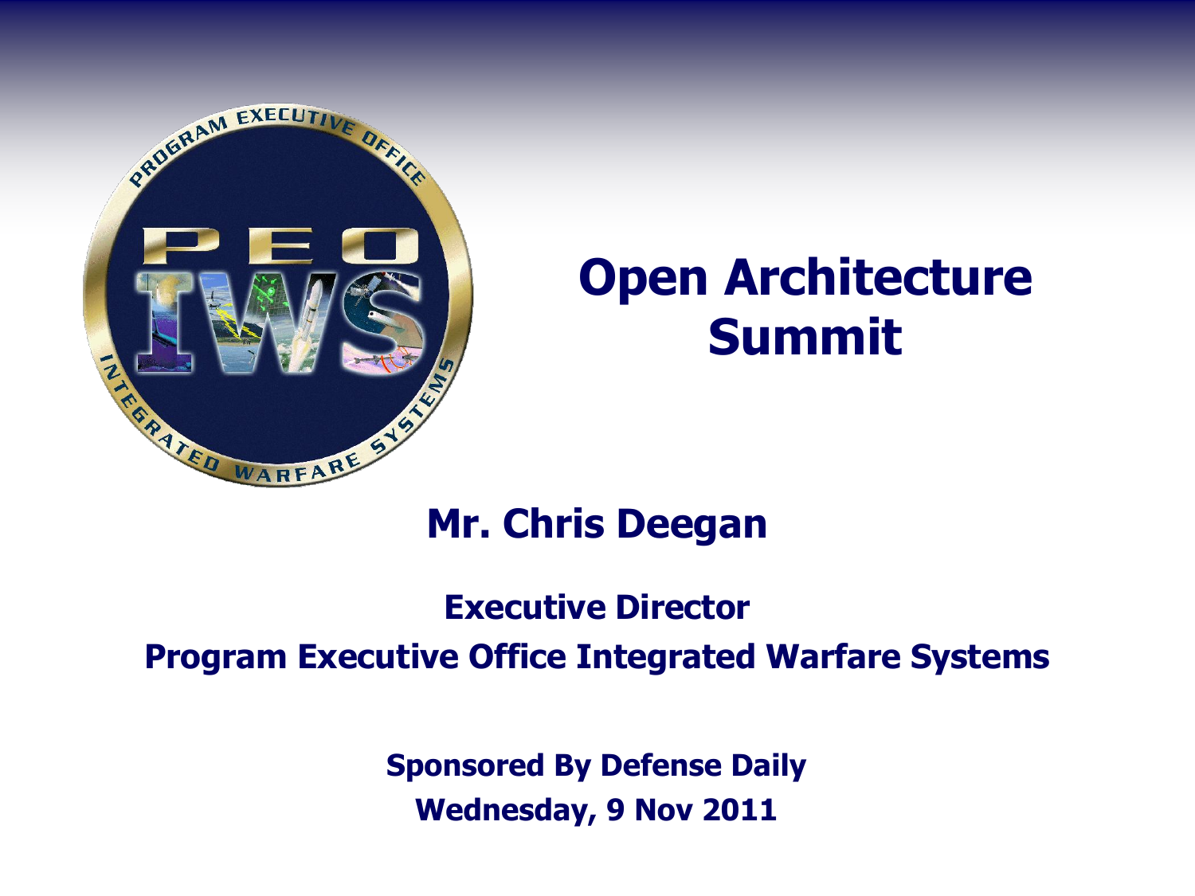# Open Architecture Summit

## Mr. Chris Deegan

**Executive Director**

**Program Executive Office Integrated Warfare Systems**

**Sponsored By Defense Daily**

**Wednesday, 9 Nov 2011**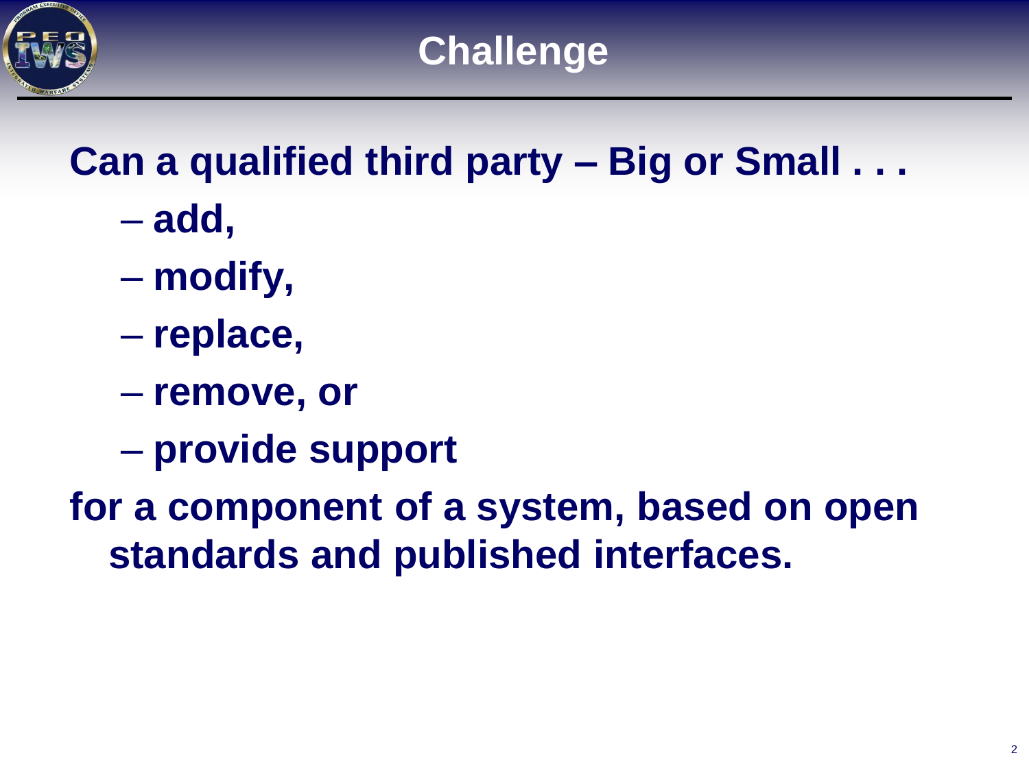# Challenge

**Can a qualified third party – Big or Small . . .**

- **add,**
- **modify,**
- **replace,**
- **remove, or**
- **provide support**

**for a component of a system, based on open standards and published interfaces.**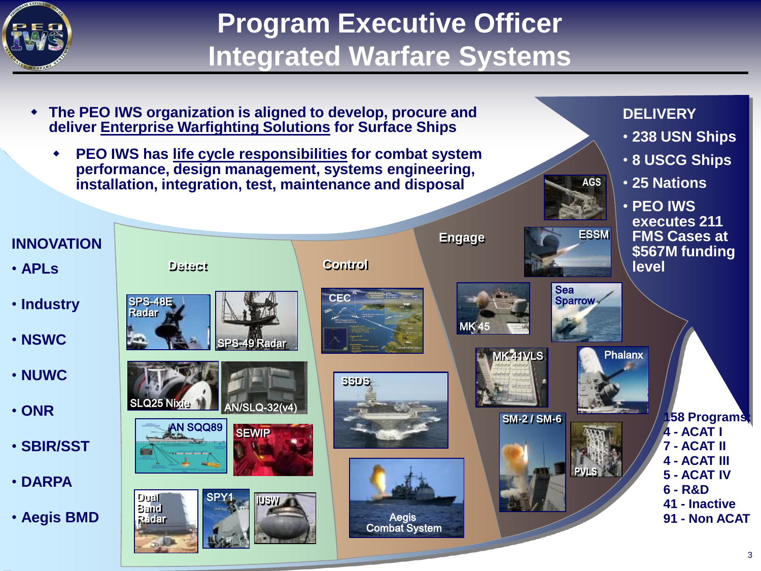# Program Executive Officer Integrated Warfare Systems

- The PEO IWS organization is aligned to develop, procure and deliver Enterprise Warfighting Solutions for Surface Ships
  - PEO IWS has life cycle responsibilities for combat system performance, design management, systems engineering, installation, integration, test, maintenance and disposal

**INNOVATION**

- APLs
- Industry
- NSWC
- NUWC
- ONR
- SBIR/SST
- DARPA
- Aegis BMD

**Detect**

SPS-48E Radar, SPS-49 Radar, SLQ25 Nixie, AN/SLQ-32(v4), AN SQQ89, SEWIP, Dual Band Radar, SPY1, IUSW

**Control**

CEC, SSDS, Aegis Combat System

**Engage**

AGS, ESSM, MK 45, Sea Sparrow, MK 41VLS, Phalanx, SM-2 / SM-6, PVLS

**DELIVERY**

- 238 USN Ships
- 8 USCG Ships
- 25 Nations
- PEO IWS executes 211 FMS Cases at $567M funding level

158 Programs:
4 - ACAT I
7 - ACAT II
4 - ACAT III
5 - ACAT IV
6 - R&D
41 - Inactive
91 - Non ACAT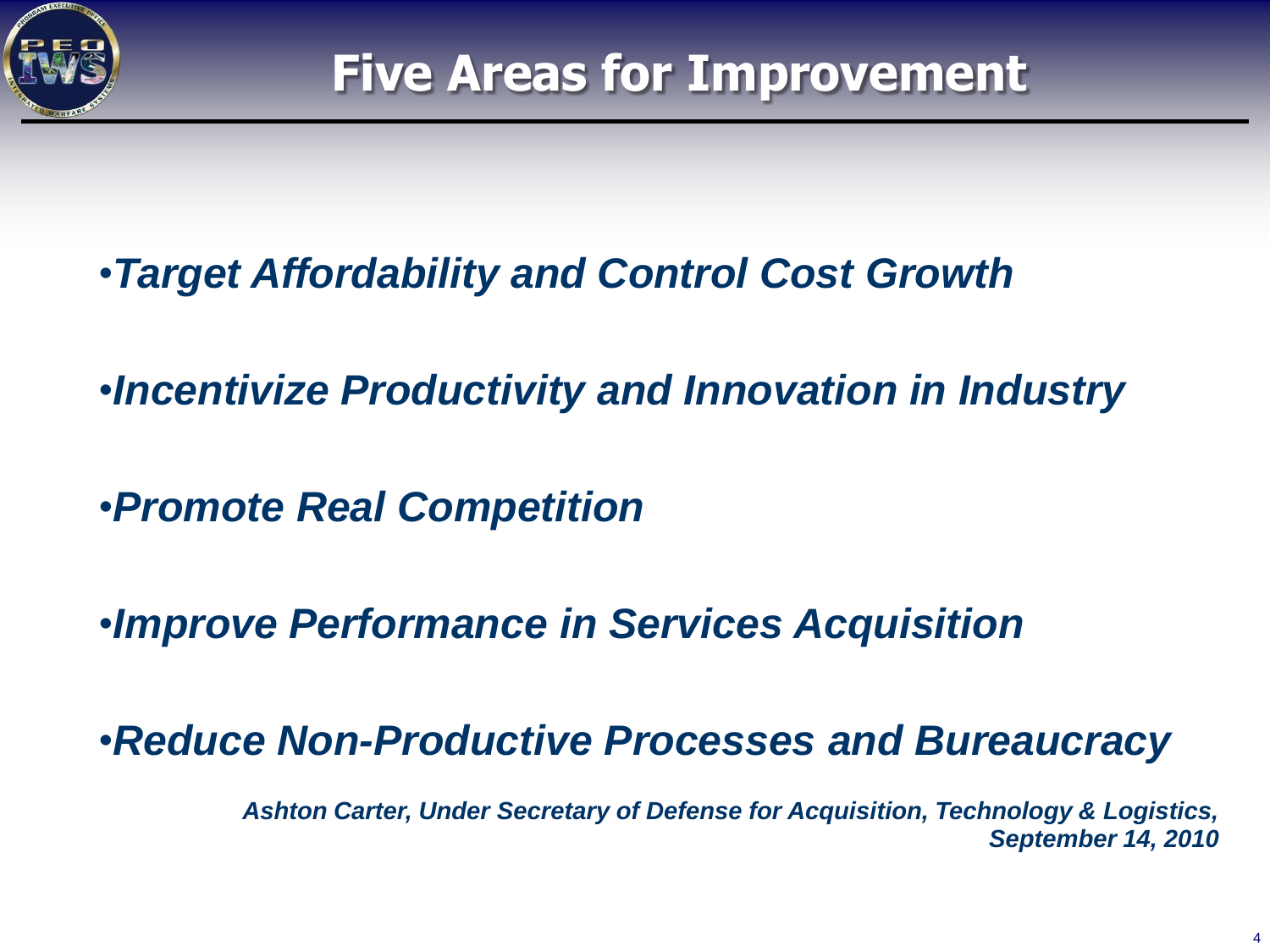# Five Areas for Improvement

- ***Target Affordability and Control Cost Growth***
- ***Incentivize Productivity and Innovation in Industry***
- ***Promote Real Competition***
- ***Improve Performance in Services Acquisition***
- ***Reduce Non-Productive Processes and Bureaucracy***

***Ashton Carter, Under Secretary of Defense for Acquisition, Technology & Logistics, September 14, 2010***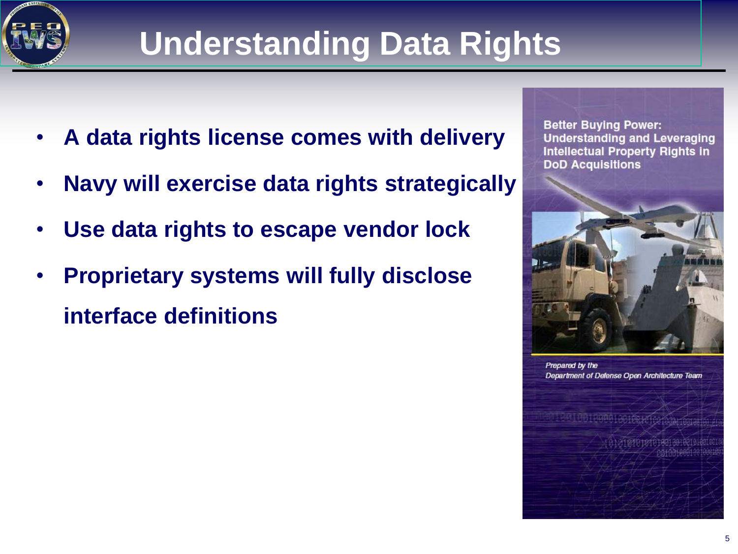# Understanding Data Rights

- **A data rights license comes with delivery**
- **Navy will exercise data rights strategically**
- **Use data rights to escape vendor lock**
- **Proprietary systems will fully disclose interface definitions**

Better Buying Power: Understanding and Leveraging Intellectual Property Rights in DoD Acquisitions

*Prepared by the Department of Defense Open Architecture Team*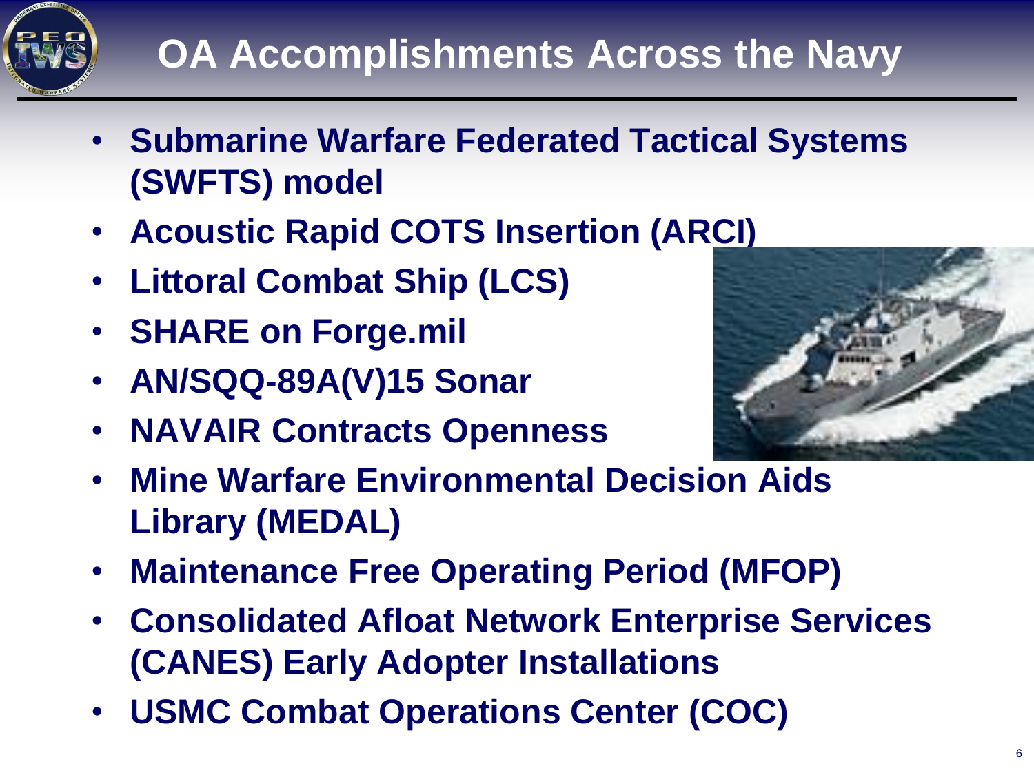# OA Accomplishments Across the Navy

- **Submarine Warfare Federated Tactical Systems (SWFTS) model**
- **Acoustic Rapid COTS Insertion (ARCI)**
- **Littoral Combat Ship (LCS)**
- **SHARE on Forge.mil**
- **AN/SQQ-89A(V)15 Sonar**
- **NAVAIR Contracts Openness**
- **Mine Warfare Environmental Decision Aids Library (MEDAL)**
- **Maintenance Free Operating Period (MFOP)**
- **Consolidated Afloat Network Enterprise Services (CANES) Early Adopter Installations**
- **USMC Combat Operations Center (COC)**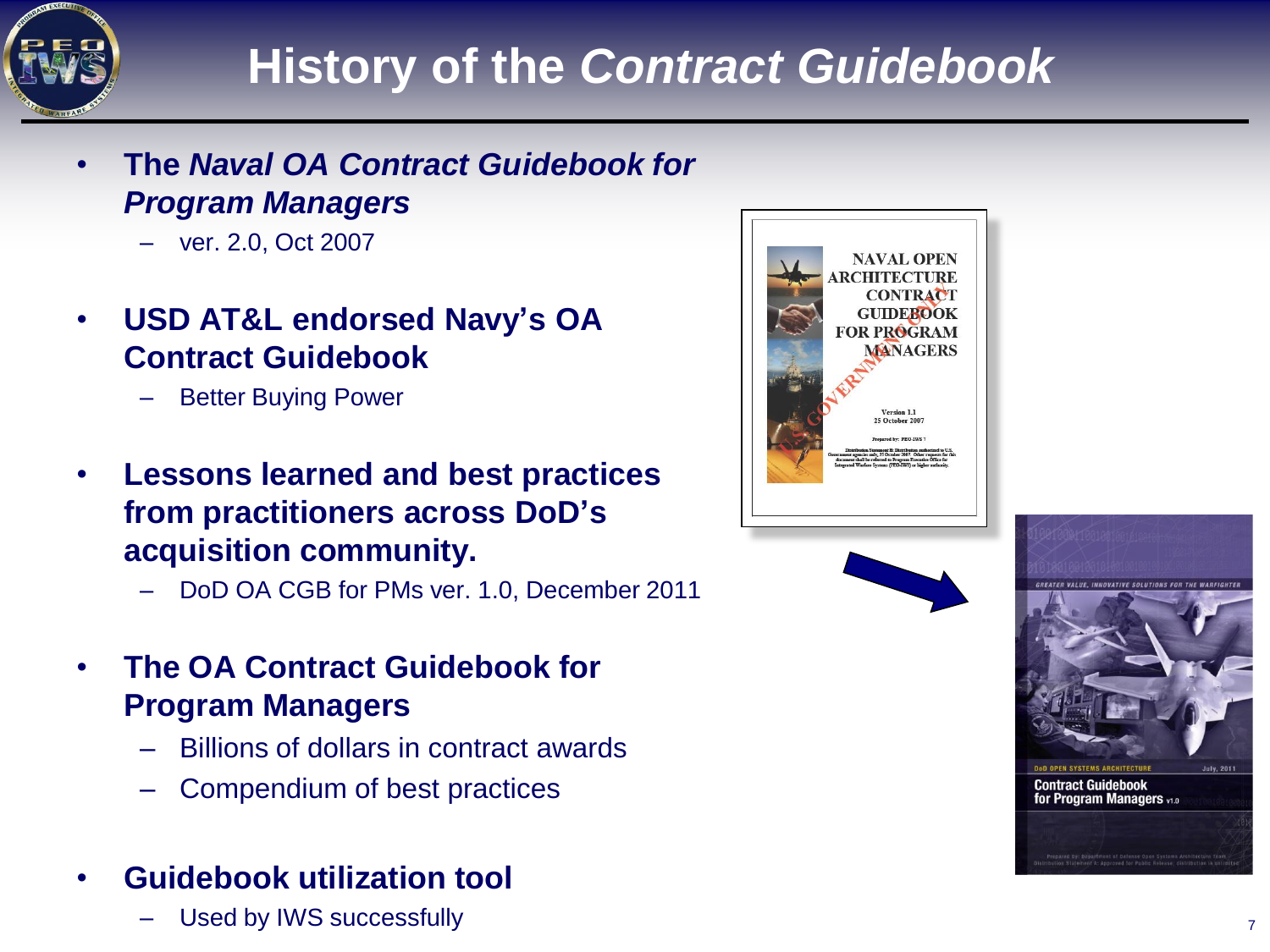# History of the *Contract Guidebook*

- **The *Naval OA Contract Guidebook for Program Managers***
  - ver. 2.0, Oct 2007
- **USD AT&L endorsed Navy's OA Contract Guidebook**
  - Better Buying Power
- **Lessons learned and best practices from practitioners across DoD's acquisition community.**
  - DoD OA CGB for PMs ver. 1.0, December 2011
- **The OA Contract Guidebook for Program Managers**
  - Billions of dollars in contract awards
  - Compendium of best practices
- **Guidebook utilization tool**
  - Used by IWS successfully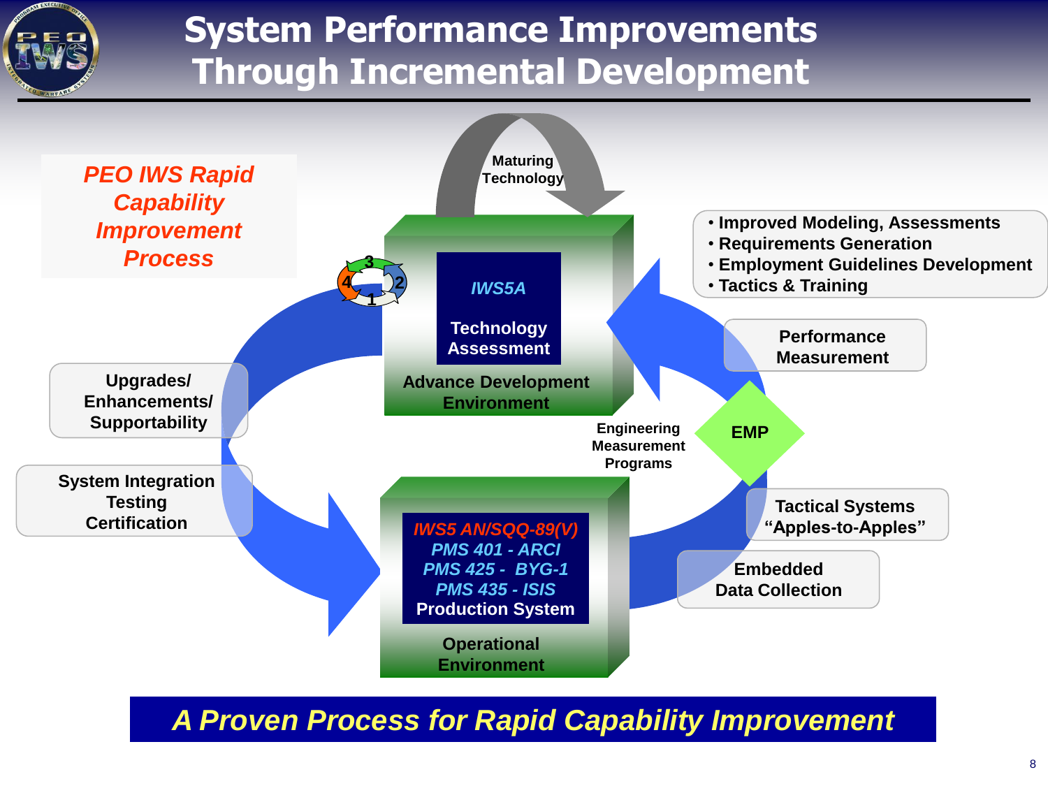# System Performance Improvements Through Incremental Development

*PEO IWS Rapid Capability Improvement Process*

Maturing Technology

**IWS5A**

**Technology Assessment**

**Advance Development Environment**

- Improved Modeling, Assessments
- Requirements Generation
- Employment Guidelines Development
- Tactics & Training

Performance Measurement

EMP

Engineering Measurement Programs

Upgrades/ Enhancements/ Supportability

System Integration Testing Certification

Tactical Systems "Apples-to-Apples"

Embedded Data Collection

*IWS5 AN/SQQ-89(V)*
*PMS 401 - ARCI*
*PMS 425 - BYG-1*
*PMS 435 - ISIS*
**Production System**

**Operational Environment**

***A Proven Process for Rapid Capability Improvement***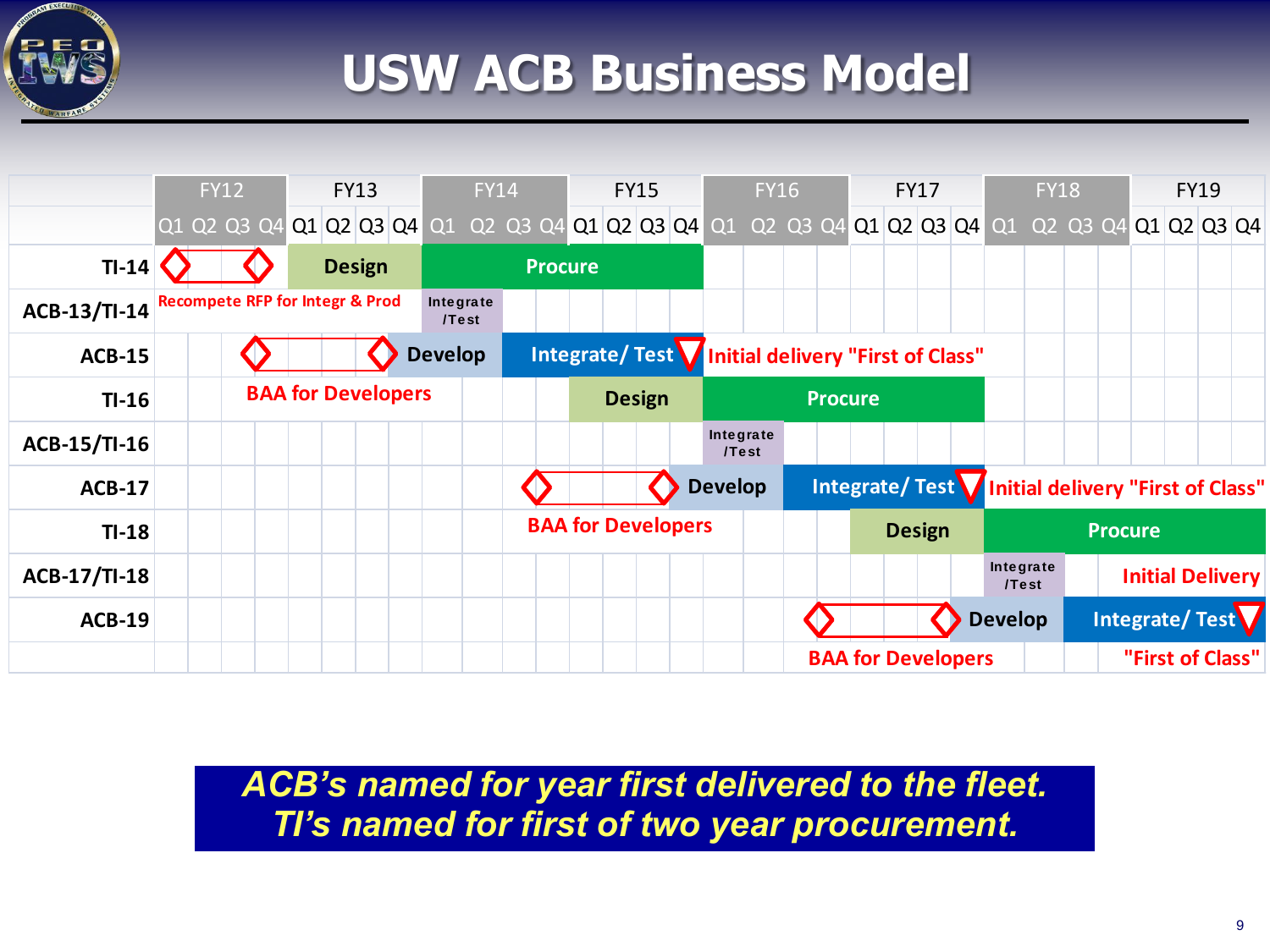# USW ACB Business Model

| | FY12 | | | | FY13 | | | | FY14 | | | | FY15 | | | | FY16 | | | | FY17 | | | | FY18 | | | | FY19 | | | |
|---|---|---|---|---|---|---|---|---|---|---|---|---|---|---|---|---|---|---|---|---|---|---|---|---|---|---|---|---|---|---|---|---|
| | Q1 | Q2 | Q3 | Q4 | Q1 | Q2 | Q3 | Q4 | Q1 | Q2 | Q3 | Q4 | Q1 | Q2 | Q3 | Q4 | Q1 | Q2 | Q3 | Q4 | Q1 | Q2 | Q3 | Q4 | Q1 | Q2 | Q3 | Q4 | Q1 | Q2 | Q3 | Q4 |
| **TI-14** | ◇ | | | ◇ | Design | | | | Procure | | | | | | | | | | | | | | | | | | | | | | | |
| **ACB-13/TI-14** | Recompete RFP for Integr & Prod | | | | | | | | Integrate /Test | | | | | | | | | | | | | | | | | | | | | | | |
| **ACB-15** | | | ◇ | | | | ◇ | Develop | | | Integrate/ Test | | | ▽ | Initial delivery "First of Class" | | | | | | | | | | | | | | | | | |
| **TI-16** | | | BAA for Developers | | | | | | | | | | Design | | | | Procure | | | | | | | | | | | | | | | |
| **ACB-15/TI-16** | | | | | | | | | | | | | | | | | Integrate /Test | | | | | | | | | | | | | | | |
| **ACB-17** | | | | | | | | | | | ◇ | | | | ◇ | Develop | | | Integrate/ Test | | | ▽ | Initial delivery "First of Class" | | | | | | | | | |
| **TI-18** | | | | | | | | | | | BAA for Developers | | | | | | | | | | Design | | | | Procure | | | | | | | |
| **ACB-17/TI-18** | | | | | | | | | | | | | | | | | | | | | | | | | Integrate /Test | | | Initial Delivery | | | | |
| **ACB-19** | | | | | | | | | | | | | | | | | | | ◇ | | | | ◇ | Develop | | | Integrate/ Test | | | ▽ | | |
| | | | | | | | | | | | | | | | | | | | BAA for Developers | | | | | | | | | "First of Class" | | | | |

***ACB's named for year first delivered to the fleet.***
***TI's named for first of two year procurement.***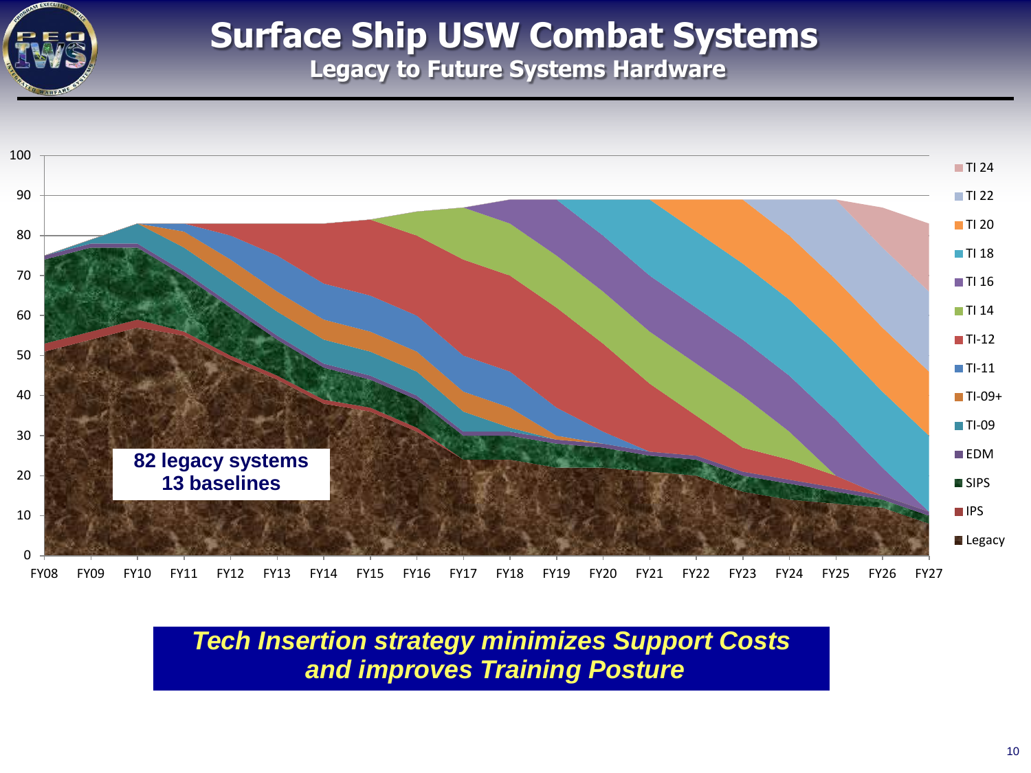# Surface Ship USW Combat Systems

## Legacy to Future Systems Hardware

82 legacy systems
13 baselines

Legend: TI 24, TI 22, TI 20, TI 18, TI 16, TI 14, TI-12, TI-11, TI-09+, TI-09, EDM, SIPS, IPS, Legacy

FY08 FY09 FY10 FY11 FY12 FY13 FY14 FY15 FY16 FY17 FY18 FY19 FY20 FY21 FY22 FY23 FY24 FY25 FY26 FY27

***Tech Insertion strategy minimizes Support Costs and improves Training Posture***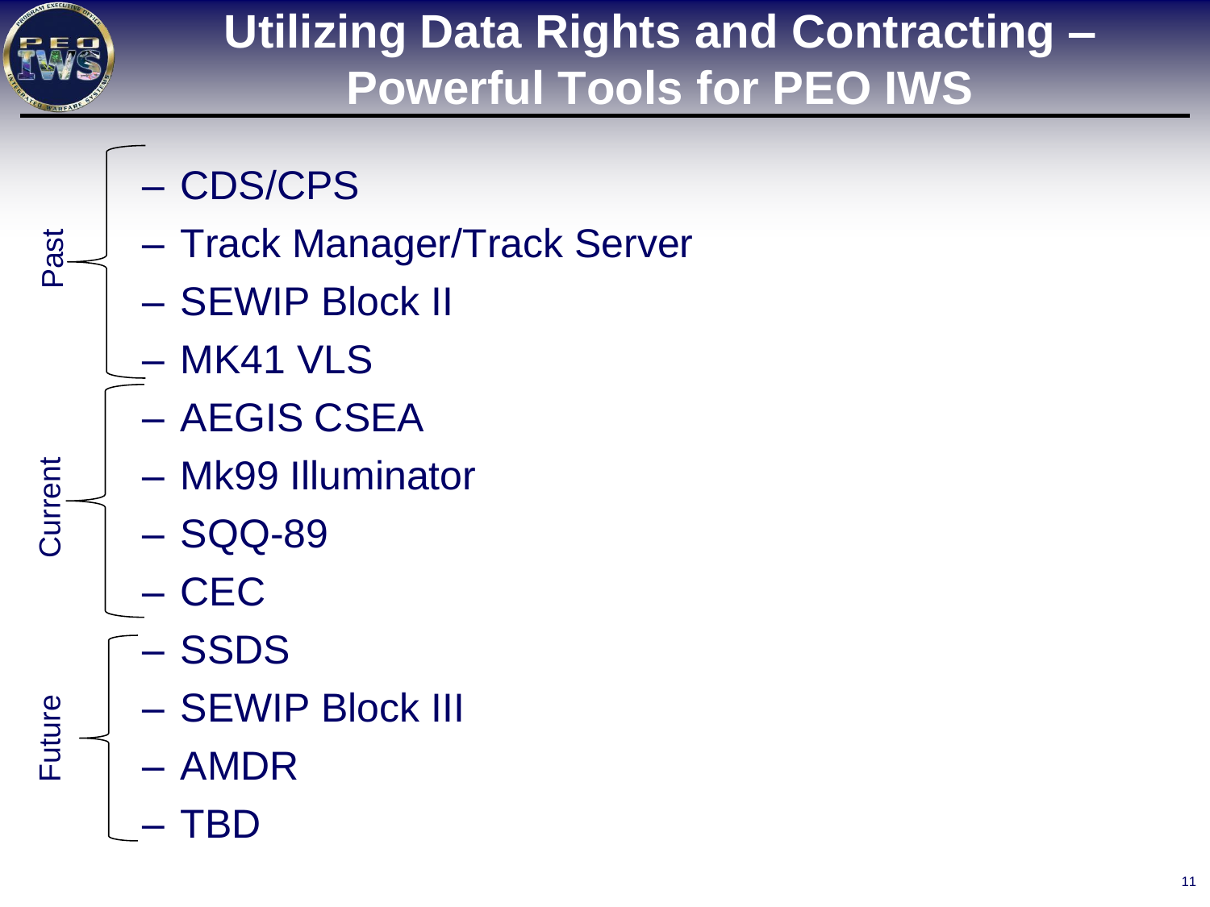# Utilizing Data Rights and Contracting – Powerful Tools for PEO IWS

**Past**
- – CDS/CPS
- – Track Manager/Track Server
- – SEWIP Block II
- – MK41 VLS

**Current**
- – AEGIS CSEA
- – Mk99 Illuminator
- – SQQ-89
- – CEC

**Future**
- – SSDS
- – SEWIP Block III
- – AMDR
- – TBD